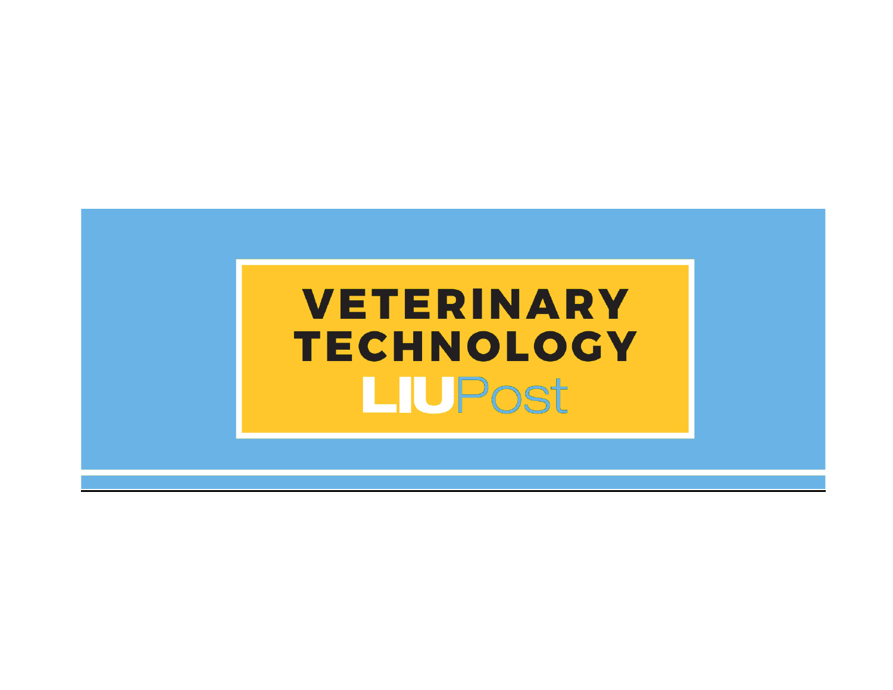# VETERINARY TECHNOLOGY

LIUPost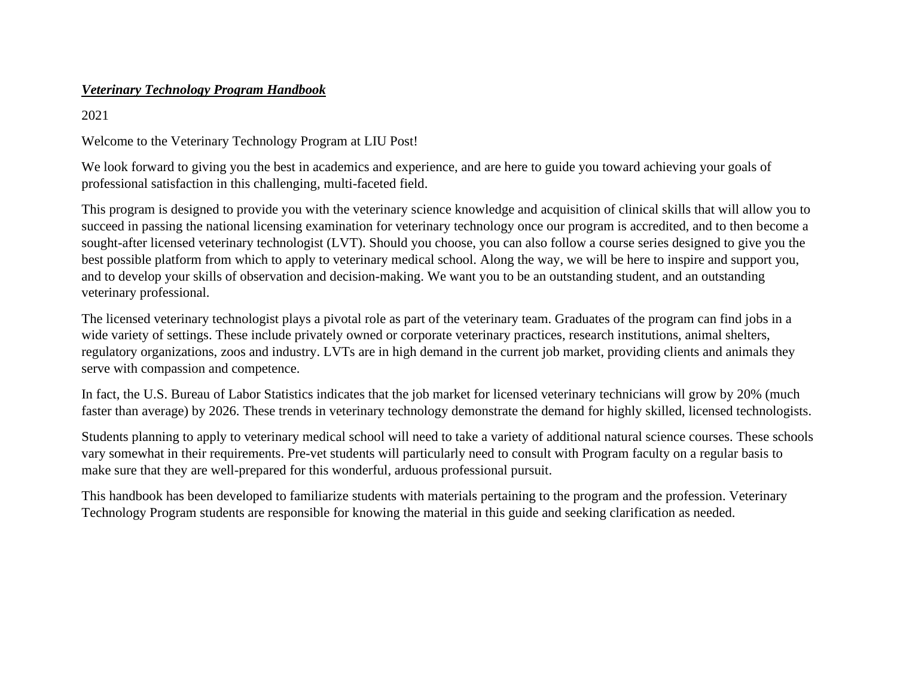***Veterinary Technology Program Handbook***

2021

Welcome to the Veterinary Technology Program at LIU Post!

We look forward to giving you the best in academics and experience, and are here to guide you toward achieving your goals of professional satisfaction in this challenging, multi-faceted field.

This program is designed to provide you with the veterinary science knowledge and acquisition of clinical skills that will allow you to succeed in passing the national licensing examination for veterinary technology once our program is accredited, and to then become a sought-after licensed veterinary technologist (LVT). Should you choose, you can also follow a course series designed to give you the best possible platform from which to apply to veterinary medical school. Along the way, we will be here to inspire and support you, and to develop your skills of observation and decision-making. We want you to be an outstanding student, and an outstanding veterinary professional.

The licensed veterinary technologist plays a pivotal role as part of the veterinary team. Graduates of the program can find jobs in a wide variety of settings. These include privately owned or corporate veterinary practices, research institutions, animal shelters, regulatory organizations, zoos and industry. LVTs are in high demand in the current job market, providing clients and animals they serve with compassion and competence.

In fact, the U.S. Bureau of Labor Statistics indicates that the job market for licensed veterinary technicians will grow by 20% (much faster than average) by 2026. These trends in veterinary technology demonstrate the demand for highly skilled, licensed technologists.

Students planning to apply to veterinary medical school will need to take a variety of additional natural science courses. These schools vary somewhat in their requirements. Pre-vet students will particularly need to consult with Program faculty on a regular basis to make sure that they are well-prepared for this wonderful, arduous professional pursuit.

This handbook has been developed to familiarize students with materials pertaining to the program and the profession. Veterinary Technology Program students are responsible for knowing the material in this guide and seeking clarification as needed.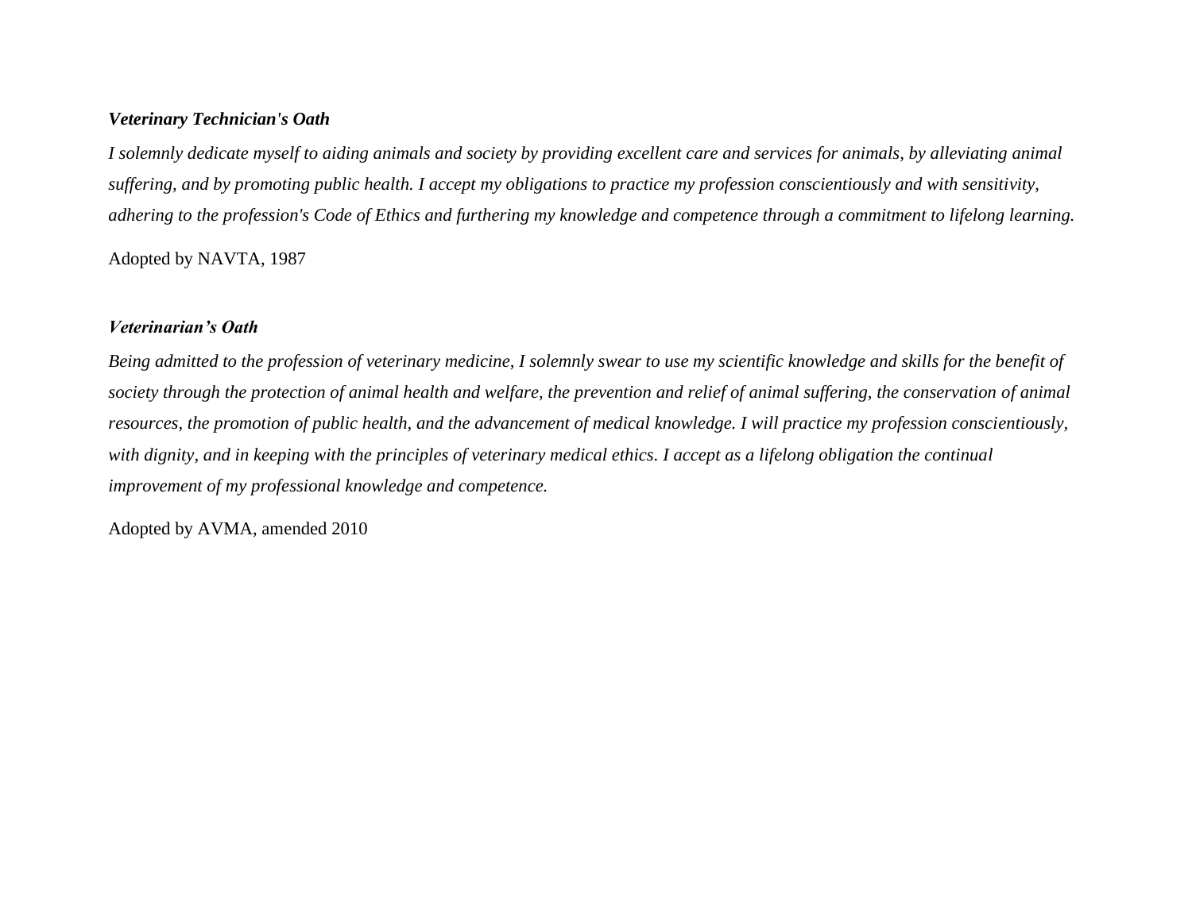***Veterinary Technician's Oath***

*I solemnly dedicate myself to aiding animals and society by providing excellent care and services for animals, by alleviating animal suffering, and by promoting public health. I accept my obligations to practice my profession conscientiously and with sensitivity, adhering to the profession's Code of Ethics and furthering my knowledge and competence through a commitment to lifelong learning.*

Adopted by NAVTA, 1987

***Veterinarian's Oath***

*Being admitted to the profession of veterinary medicine, I solemnly swear to use my scientific knowledge and skills for the benefit of society through the protection of animal health and welfare, the prevention and relief of animal suffering, the conservation of animal resources, the promotion of public health, and the advancement of medical knowledge. I will practice my profession conscientiously, with dignity, and in keeping with the principles of veterinary medical ethics. I accept as a lifelong obligation the continual improvement of my professional knowledge and competence.*

Adopted by AVMA, amended 2010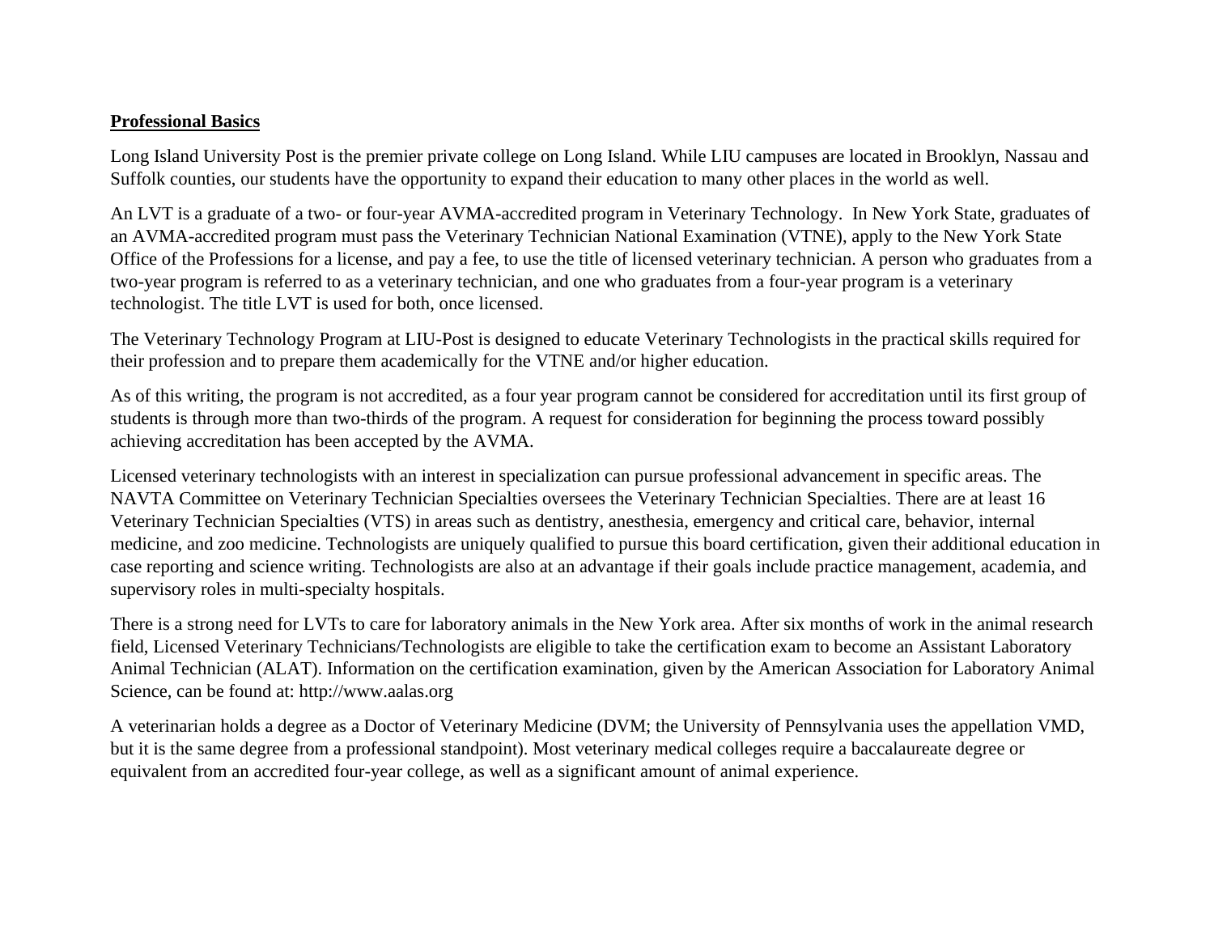## **Professional Basics**

Long Island University Post is the premier private college on Long Island. While LIU campuses are located in Brooklyn, Nassau and Suffolk counties, our students have the opportunity to expand their education to many other places in the world as well.

An LVT is a graduate of a two- or four-year AVMA-accredited program in Veterinary Technology. In New York State, graduates of an AVMA-accredited program must pass the Veterinary Technician National Examination (VTNE), apply to the New York State Office of the Professions for a license, and pay a fee, to use the title of licensed veterinary technician. A person who graduates from a two-year program is referred to as a veterinary technician, and one who graduates from a four-year program is a veterinary technologist. The title LVT is used for both, once licensed.

The Veterinary Technology Program at LIU-Post is designed to educate Veterinary Technologists in the practical skills required for their profession and to prepare them academically for the VTNE and/or higher education.

As of this writing, the program is not accredited, as a four year program cannot be considered for accreditation until its first group of students is through more than two-thirds of the program. A request for consideration for beginning the process toward possibly achieving accreditation has been accepted by the AVMA.

Licensed veterinary technologists with an interest in specialization can pursue professional advancement in specific areas. The NAVTA Committee on Veterinary Technician Specialties oversees the Veterinary Technician Specialties. There are at least 16 Veterinary Technician Specialties (VTS) in areas such as dentistry, anesthesia, emergency and critical care, behavior, internal medicine, and zoo medicine. Technologists are uniquely qualified to pursue this board certification, given their additional education in case reporting and science writing. Technologists are also at an advantage if their goals include practice management, academia, and supervisory roles in multi-specialty hospitals.

There is a strong need for LVTs to care for laboratory animals in the New York area. After six months of work in the animal research field, Licensed Veterinary Technicians/Technologists are eligible to take the certification exam to become an Assistant Laboratory Animal Technician (ALAT). Information on the certification examination, given by the American Association for Laboratory Animal Science, can be found at: http://www.aalas.org

A veterinarian holds a degree as a Doctor of Veterinary Medicine (DVM; the University of Pennsylvania uses the appellation VMD, but it is the same degree from a professional standpoint). Most veterinary medical colleges require a baccalaureate degree or equivalent from an accredited four-year college, as well as a significant amount of animal experience.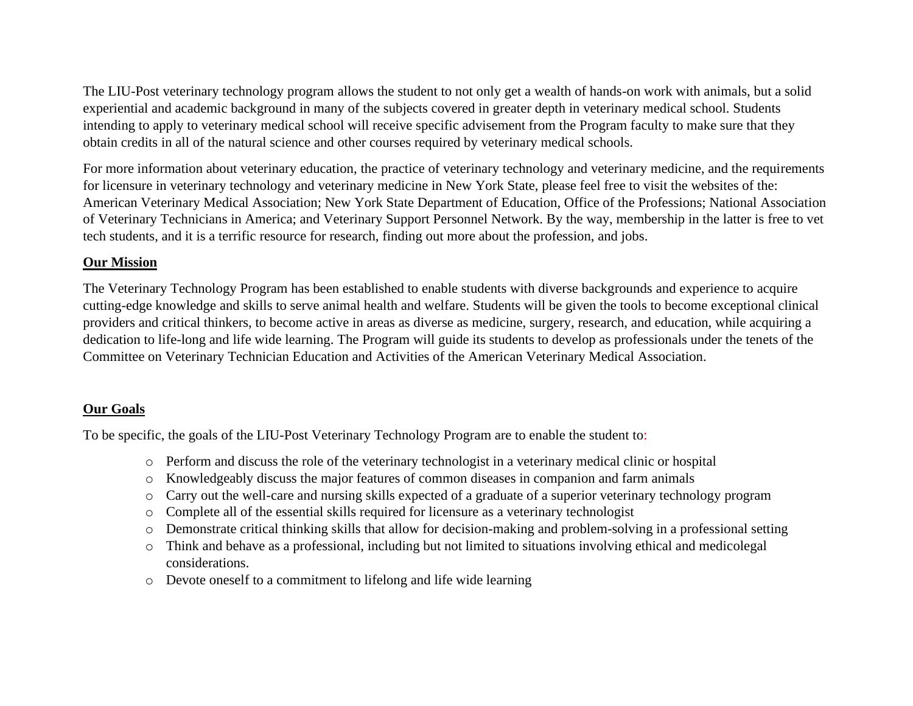The LIU-Post veterinary technology program allows the student to not only get a wealth of hands-on work with animals, but a solid experiential and academic background in many of the subjects covered in greater depth in veterinary medical school. Students intending to apply to veterinary medical school will receive specific advisement from the Program faculty to make sure that they obtain credits in all of the natural science and other courses required by veterinary medical schools.

For more information about veterinary education, the practice of veterinary technology and veterinary medicine, and the requirements for licensure in veterinary technology and veterinary medicine in New York State, please feel free to visit the websites of the: American Veterinary Medical Association; New York State Department of Education, Office of the Professions; National Association of Veterinary Technicians in America; and Veterinary Support Personnel Network. By the way, membership in the latter is free to vet tech students, and it is a terrific resource for research, finding out more about the profession, and jobs.

## Our Mission

The Veterinary Technology Program has been established to enable students with diverse backgrounds and experience to acquire cutting-edge knowledge and skills to serve animal health and welfare. Students will be given the tools to become exceptional clinical providers and critical thinkers, to become active in areas as diverse as medicine, surgery, research, and education, while acquiring a dedication to life-long and life wide learning. The Program will guide its students to develop as professionals under the tenets of the Committee on Veterinary Technician Education and Activities of the American Veterinary Medical Association.

## Our Goals

To be specific, the goals of the LIU-Post Veterinary Technology Program are to enable the student to:

- Perform and discuss the role of the veterinary technologist in a veterinary medical clinic or hospital
- Knowledgeably discuss the major features of common diseases in companion and farm animals
- Carry out the well-care and nursing skills expected of a graduate of a superior veterinary technology program
- Complete all of the essential skills required for licensure as a veterinary technologist
- Demonstrate critical thinking skills that allow for decision-making and problem-solving in a professional setting
- Think and behave as a professional, including but not limited to situations involving ethical and medicolegal considerations.
- Devote oneself to a commitment to lifelong and life wide learning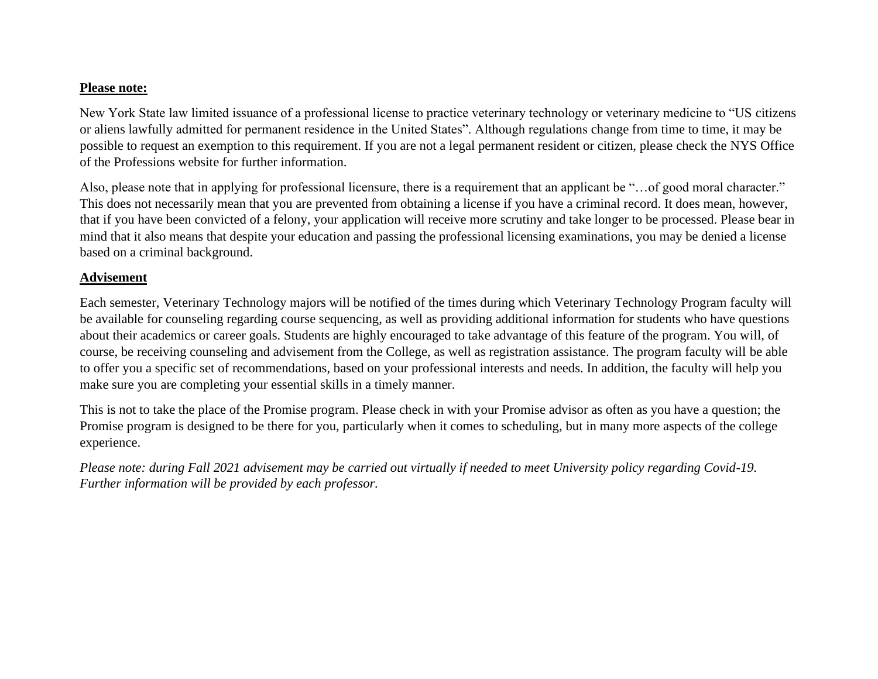**Please note:**

New York State law limited issuance of a professional license to practice veterinary technology or veterinary medicine to "US citizens or aliens lawfully admitted for permanent residence in the United States". Although regulations change from time to time, it may be possible to request an exemption to this requirement. If you are not a legal permanent resident or citizen, please check the NYS Office of the Professions website for further information.

Also, please note that in applying for professional licensure, there is a requirement that an applicant be "…of good moral character." This does not necessarily mean that you are prevented from obtaining a license if you have a criminal record. It does mean, however, that if you have been convicted of a felony, your application will receive more scrutiny and take longer to be processed. Please bear in mind that it also means that despite your education and passing the professional licensing examinations, you may be denied a license based on a criminal background.

## Advisement

Each semester, Veterinary Technology majors will be notified of the times during which Veterinary Technology Program faculty will be available for counseling regarding course sequencing, as well as providing additional information for students who have questions about their academics or career goals. Students are highly encouraged to take advantage of this feature of the program. You will, of course, be receiving counseling and advisement from the College, as well as registration assistance. The program faculty will be able to offer you a specific set of recommendations, based on your professional interests and needs. In addition, the faculty will help you make sure you are completing your essential skills in a timely manner.

This is not to take the place of the Promise program. Please check in with your Promise advisor as often as you have a question; the Promise program is designed to be there for you, particularly when it comes to scheduling, but in many more aspects of the college experience.

*Please note: during Fall 2021 advisement may be carried out virtually if needed to meet University policy regarding Covid-19. Further information will be provided by each professor.*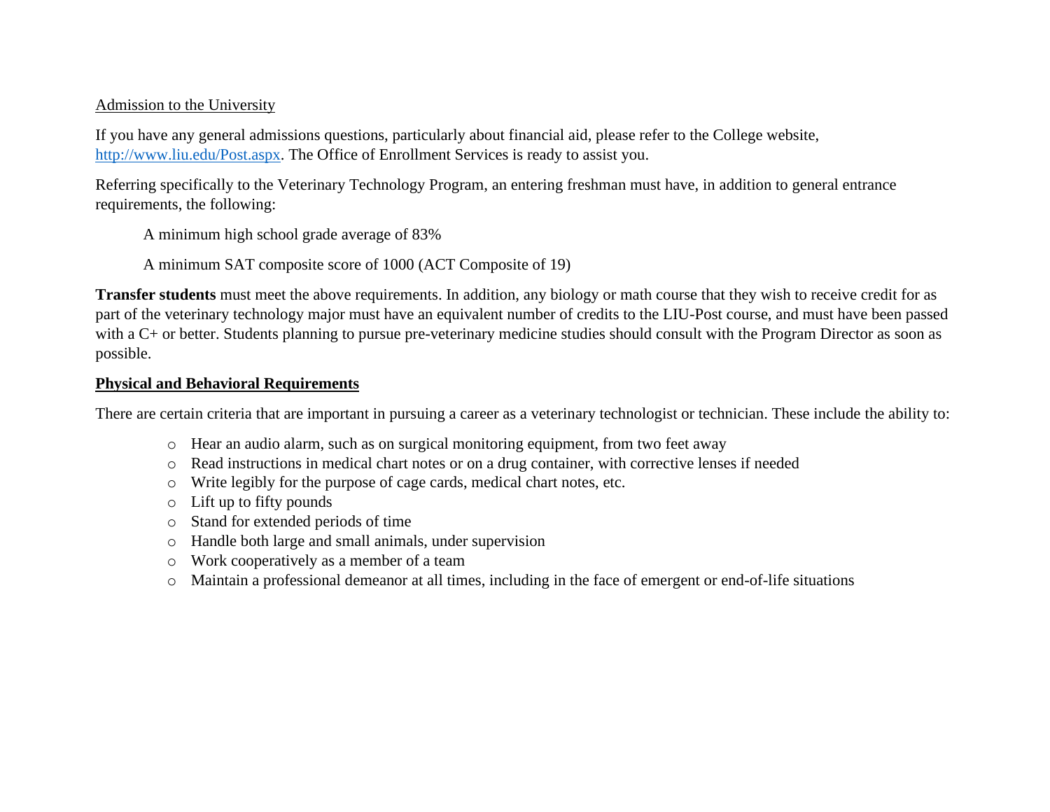Admission to the University

If you have any general admissions questions, particularly about financial aid, please refer to the College website, http://www.liu.edu/Post.aspx. The Office of Enrollment Services is ready to assist you.

Referring specifically to the Veterinary Technology Program, an entering freshman must have, in addition to general entrance requirements, the following:

A minimum high school grade average of 83%

A minimum SAT composite score of 1000 (ACT Composite of 19)

**Transfer students** must meet the above requirements. In addition, any biology or math course that they wish to receive credit for as part of the veterinary technology major must have an equivalent number of credits to the LIU-Post course, and must have been passed with a C+ or better. Students planning to pursue pre-veterinary medicine studies should consult with the Program Director as soon as possible.

**Physical and Behavioral Requirements**

There are certain criteria that are important in pursuing a career as a veterinary technologist or technician. These include the ability to:

- Hear an audio alarm, such as on surgical monitoring equipment, from two feet away
- Read instructions in medical chart notes or on a drug container, with corrective lenses if needed
- Write legibly for the purpose of cage cards, medical chart notes, etc.
- Lift up to fifty pounds
- Stand for extended periods of time
- Handle both large and small animals, under supervision
- Work cooperatively as a member of a team
- Maintain a professional demeanor at all times, including in the face of emergent or end-of-life situations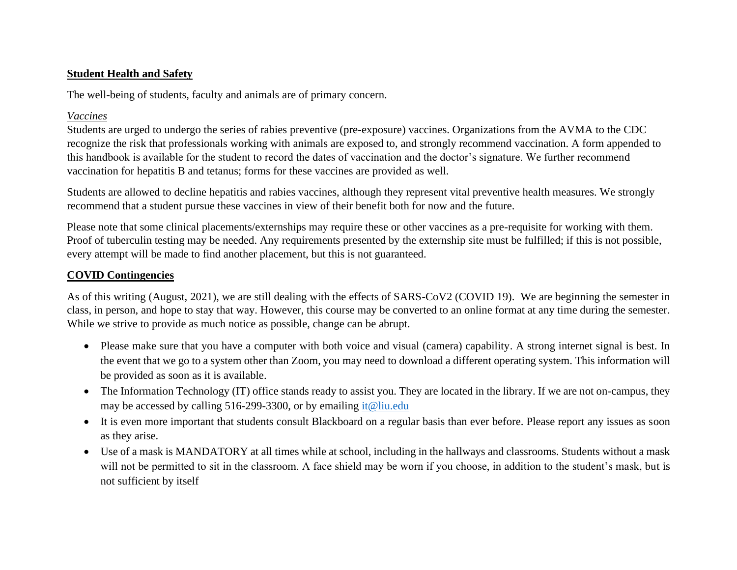## **Student Health and Safety**

The well-being of students, faculty and animals are of primary concern.

### *Vaccines*

Students are urged to undergo the series of rabies preventive (pre-exposure) vaccines. Organizations from the AVMA to the CDC recognize the risk that professionals working with animals are exposed to, and strongly recommend vaccination. A form appended to this handbook is available for the student to record the dates of vaccination and the doctor's signature. We further recommend vaccination for hepatitis B and tetanus; forms for these vaccines are provided as well.

Students are allowed to decline hepatitis and rabies vaccines, although they represent vital preventive health measures. We strongly recommend that a student pursue these vaccines in view of their benefit both for now and the future.

Please note that some clinical placements/externships may require these or other vaccines as a pre-requisite for working with them. Proof of tuberculin testing may be needed. Any requirements presented by the externship site must be fulfilled; if this is not possible, every attempt will be made to find another placement, but this is not guaranteed.

## **COVID Contingencies**

As of this writing (August, 2021), we are still dealing with the effects of SARS-CoV2 (COVID 19). We are beginning the semester in class, in person, and hope to stay that way. However, this course may be converted to an online format at any time during the semester. While we strive to provide as much notice as possible, change can be abrupt.

- Please make sure that you have a computer with both voice and visual (camera) capability. A strong internet signal is best. In the event that we go to a system other than Zoom, you may need to download a different operating system. This information will be provided as soon as it is available.
- The Information Technology (IT) office stands ready to assist you. They are located in the library. If we are not on-campus, they may be accessed by calling 516-299-3300, or by emailing it@liu.edu
- It is even more important that students consult Blackboard on a regular basis than ever before. Please report any issues as soon as they arise.
- Use of a mask is MANDATORY at all times while at school, including in the hallways and classrooms. Students without a mask will not be permitted to sit in the classroom. A face shield may be worn if you choose, in addition to the student's mask, but is not sufficient by itself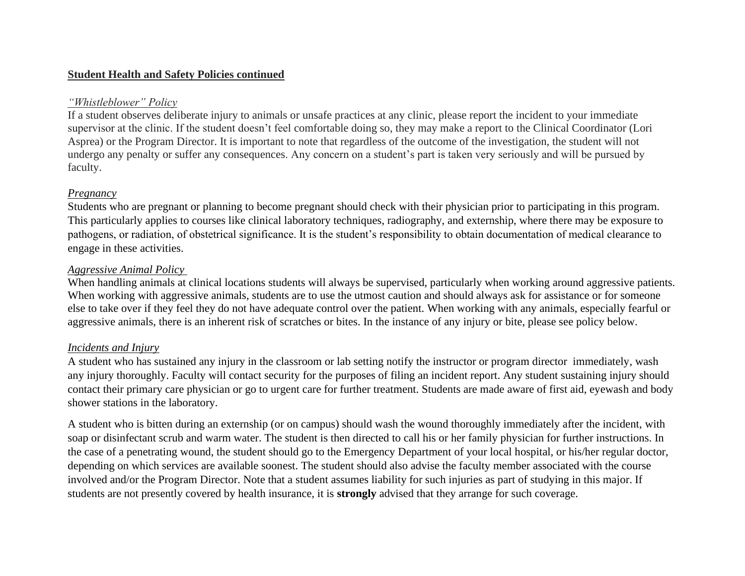## **Student Health and Safety Policies continued**

*"Whistleblower" Policy*

If a student observes deliberate injury to animals or unsafe practices at any clinic, please report the incident to your immediate supervisor at the clinic. If the student doesn't feel comfortable doing so, they may make a report to the Clinical Coordinator (Lori Asprea) or the Program Director. It is important to note that regardless of the outcome of the investigation, the student will not undergo any penalty or suffer any consequences. Any concern on a student's part is taken very seriously and will be pursued by faculty.

*Pregnancy*

Students who are pregnant or planning to become pregnant should check with their physician prior to participating in this program. This particularly applies to courses like clinical laboratory techniques, radiography, and externship, where there may be exposure to pathogens, or radiation, of obstetrical significance. It is the student's responsibility to obtain documentation of medical clearance to engage in these activities.

*Aggressive Animal Policy*

When handling animals at clinical locations students will always be supervised, particularly when working around aggressive patients. When working with aggressive animals, students are to use the utmost caution and should always ask for assistance or for someone else to take over if they feel they do not have adequate control over the patient. When working with any animals, especially fearful or aggressive animals, there is an inherent risk of scratches or bites. In the instance of any injury or bite, please see policy below.

*Incidents and Injury*

A student who has sustained any injury in the classroom or lab setting notify the instructor or program director immediately, wash any injury thoroughly. Faculty will contact security for the purposes of filing an incident report. Any student sustaining injury should contact their primary care physician or go to urgent care for further treatment. Students are made aware of first aid, eyewash and body shower stations in the laboratory.

A student who is bitten during an externship (or on campus) should wash the wound thoroughly immediately after the incident, with soap or disinfectant scrub and warm water. The student is then directed to call his or her family physician for further instructions. In the case of a penetrating wound, the student should go to the Emergency Department of your local hospital, or his/her regular doctor, depending on which services are available soonest. The student should also advise the faculty member associated with the course involved and/or the Program Director. Note that a student assumes liability for such injuries as part of studying in this major. If students are not presently covered by health insurance, it is **strongly** advised that they arrange for such coverage.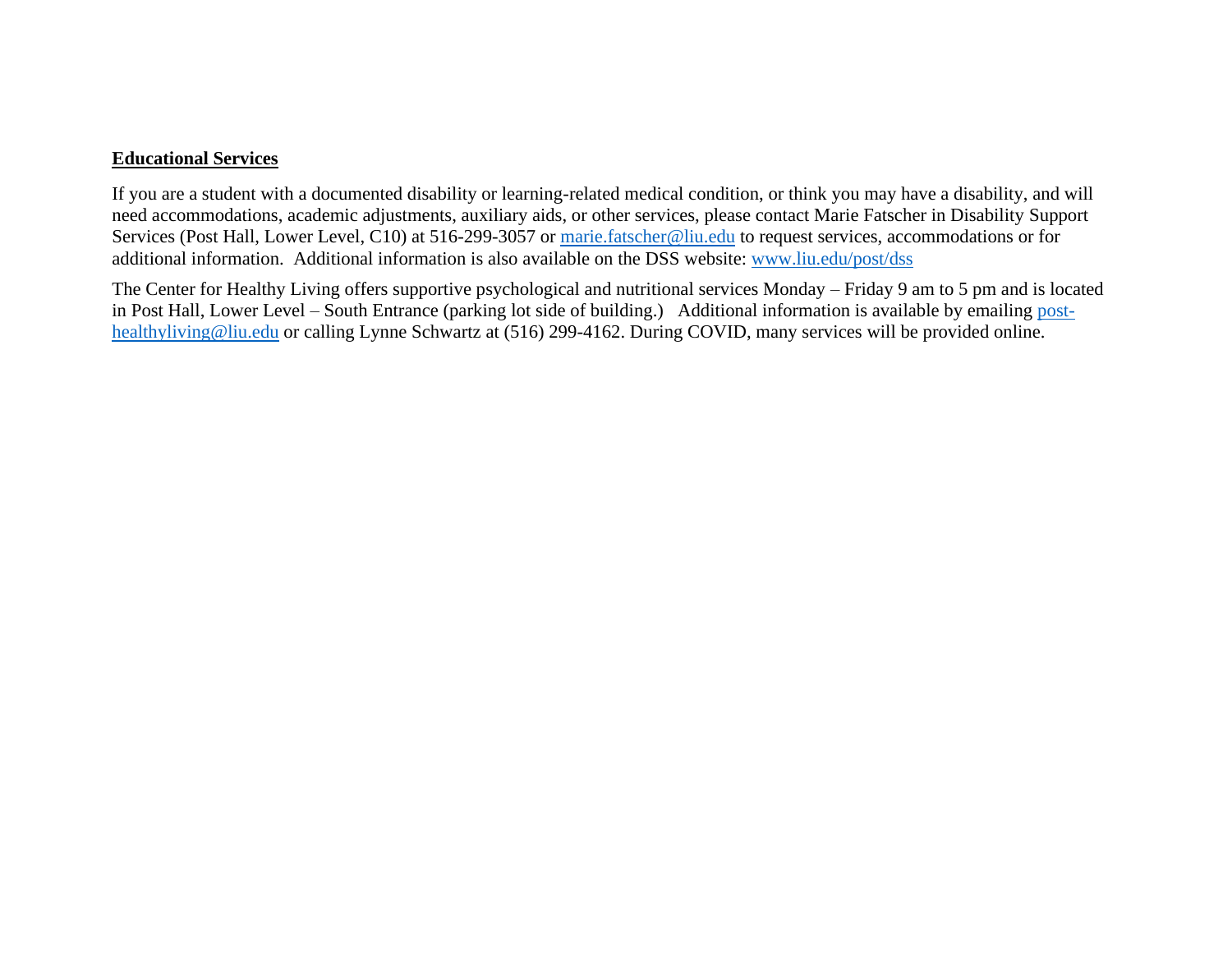**Educational Services**

If you are a student with a documented disability or learning-related medical condition, or think you may have a disability, and will need accommodations, academic adjustments, auxiliary aids, or other services, please contact Marie Fatscher in Disability Support Services (Post Hall, Lower Level, C10) at 516-299-3057 or [marie.fatscher@liu.edu](mailto:marie.fatscher@liu.edu) to request services, accommodations or for additional information. Additional information is also available on the DSS website: [www.liu.edu/post/dss](http://www.liu.edu/post/dss)

The Center for Healthy Living offers supportive psychological and nutritional services Monday – Friday 9 am to 5 pm and is located in Post Hall, Lower Level – South Entrance (parking lot side of building.) Additional information is available by emailing [post-healthyliving@liu.edu](mailto:post-healthyliving@liu.edu) or calling Lynne Schwartz at (516) 299-4162. During COVID, many services will be provided online.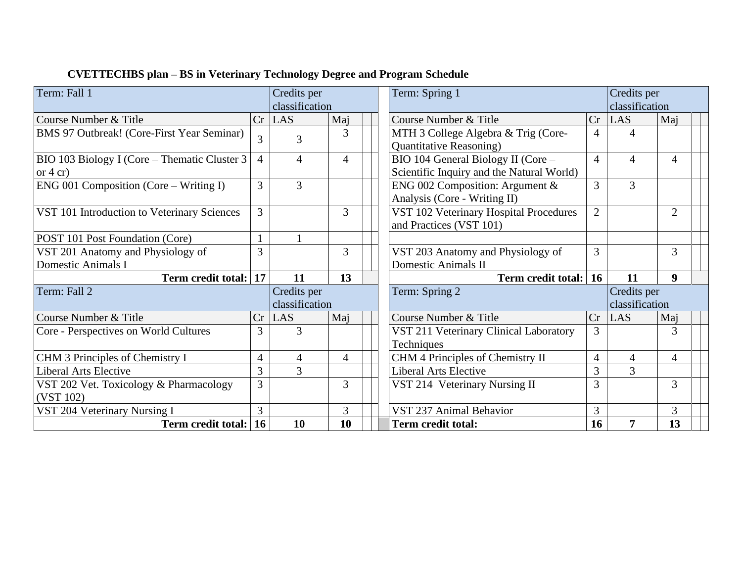**CVETTECHBS plan – BS in Veterinary Technology Degree and Program Schedule**

| Term: Fall 1 | | Credits per classification | | | | | Term: Spring 1 | | Credits per classification | | | |
|---|---|---|---|---|---|---|---|---|---|---|---|---|
| Course Number & Title | Cr | LAS | Maj | | | | Course Number & Title | Cr | LAS | Maj | | |
| BMS 97 Outbreak! (Core-First Year Seminar) | 3 | 3 | 3 | | | | MTH 3 College Algebra & Trig (Core-Quantitative Reasoning) | 4 | 4 | | | |
| BIO 103 Biology I (Core – Thematic Cluster 3 or 4 cr) | 4 | 4 | 4 | | | | BIO 104 General Biology II (Core – Scientific Inquiry and the Natural World) | 4 | 4 | 4 | | |
| ENG 001 Composition (Core – Writing I) | 3 | 3 | | | | | ENG 002 Composition: Argument & Analysis (Core - Writing II) | 3 | 3 | | | |
| VST 101 Introduction to Veterinary Sciences | 3 | | 3 | | | | VST 102 Veterinary Hospital Procedures and Practices (VST 101) | 2 | | 2 | | |
| POST 101 Post Foundation (Core) | 1 | 1 | | | | | | | | | | |
| VST 201 Anatomy and Physiology of Domestic Animals I | 3 | | 3 | | | | VST 203 Anatomy and Physiology of Domestic Animals II | 3 | | 3 | | |
| **Term credit total:** | **17** | **11** | **13** | | | | **Term credit total:** | **16** | **11** | **9** | | |
| Term: Fall 2 | | Credits per classification | | | | | Term: Spring 2 | | Credits per classification | | | |
| Course Number & Title | Cr | LAS | Maj | | | | Course Number & Title | Cr | LAS | Maj | | |
| Core - Perspectives on World Cultures | 3 | 3 | | | | | VST 211 Veterinary Clinical Laboratory Techniques | 3 | | 3 | | |
| CHM 3 Principles of Chemistry I | 4 | 4 | 4 | | | | CHM 4 Principles of Chemistry II | 4 | 4 | 4 | | |
| Liberal Arts Elective | 3 | 3 | | | | | Liberal Arts Elective | 3 | 3 | | | |
| VST 202 Vet. Toxicology & Pharmacology (VST 102) | 3 | | 3 | | | | VST 214 Veterinary Nursing II | 3 | | 3 | | |
| VST 204 Veterinary Nursing I | 3 | | 3 | | | | VST 237 Animal Behavior | 3 | | 3 | | |
| **Term credit total:** | **16** | **10** | **10** | | | | **Term credit total:** | **16** | **7** | **13** | | |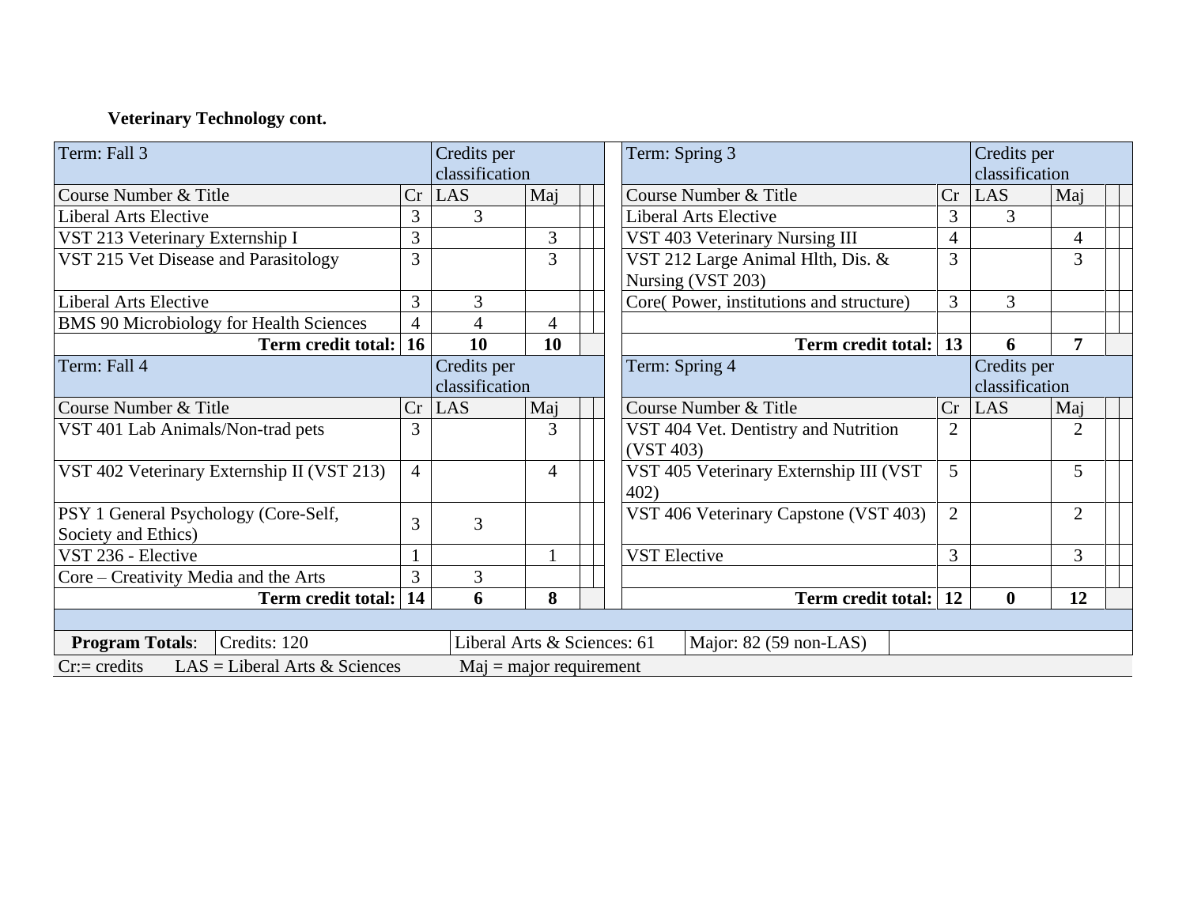**Veterinary Technology cont.**

| Term: Fall 3 | | Credits per classification | | | Term: Spring 3 | | Credits per classification | |
|---|---|---|---|---|---|---|---|---|
| Course Number & Title | Cr | LAS | Maj | | Course Number & Title | Cr | LAS | Maj |
| Liberal Arts Elective | 3 | 3 | | | Liberal Arts Elective | 3 | 3 | |
| VST 213 Veterinary Externship I | 3 | | 3 | | VST 403 Veterinary Nursing III | 4 | | 4 |
| VST 215 Vet Disease and Parasitology | 3 | | 3 | | VST 212 Large Animal Hlth, Dis. & Nursing (VST 203) | 3 | | 3 |
| Liberal Arts Elective | 3 | 3 | | | Core( Power, institutions and structure) | 3 | 3 | |
| BMS 90 Microbiology for Health Sciences | 4 | 4 | 4 | | | | | |
| **Term credit total:** | **16** | **10** | **10** | | **Term credit total:** | **13** | **6** | **7** |
| Term: Fall 4 | | Credits per classification | | | Term: Spring 4 | | Credits per classification | |
| Course Number & Title | Cr | LAS | Maj | | Course Number & Title | Cr | LAS | Maj |
| VST 401 Lab Animals/Non-trad pets | 3 | | 3 | | VST 404 Vet. Dentistry and Nutrition (VST 403) | 2 | | 2 |
| VST 402 Veterinary Externship II (VST 213) | 4 | | 4 | | VST 405 Veterinary Externship III (VST 402) | 5 | | 5 |
| PSY 1 General Psychology (Core-Self, Society and Ethics) | 3 | 3 | | | VST 406 Veterinary Capstone (VST 403) | 2 | | 2 |
| VST 236 - Elective | 1 | | 1 | | VST Elective | 3 | | 3 |
| Core – Creativity Media and the Arts | 3 | 3 | | | | | | |
| **Term credit total:** | **14** | **6** | **8** | | **Term credit total:** | **12** | **0** | **12** |

| **Program Totals**: | Credits: 120 | Liberal Arts & Sciences: 61 | Major: 82 (59 non-LAS) |
|---|---|---|---|

Cr:= credits  LAS = Liberal Arts & Sciences  Maj = major requirement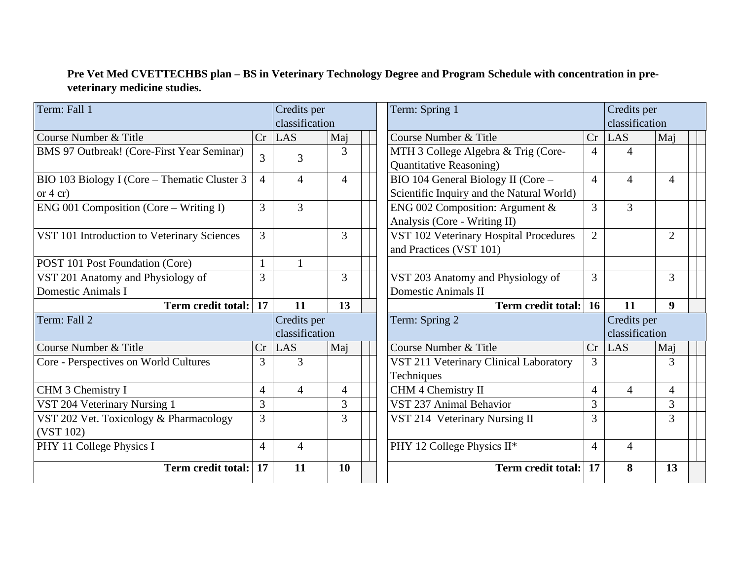**Pre Vet Med CVETTECHBS plan – BS in Veterinary Technology Degree and Program Schedule with concentration in pre-veterinary medicine studies.**

| Term: Fall 1 | | Credits per classification | | | |
|---|---|---|---|---|---|
| Course Number & Title | Cr | LAS | Maj | | |
| BMS 97 Outbreak! (Core-First Year Seminar) | 3 | 3 | 3 | | |
| BIO 103 Biology I (Core – Thematic Cluster 3 or 4 cr) | 4 | 4 | 4 | | |
| ENG 001 Composition (Core – Writing I) | 3 | 3 | | | |
| VST 101 Introduction to Veterinary Sciences | 3 | | 3 | | |
| POST 101 Post Foundation (Core) | 1 | 1 | | | |
| VST 201 Anatomy and Physiology of Domestic Animals I | 3 | | 3 | | |
| **Term credit total:** | **17** | **11** | **13** | | |

| Term: Spring 1 | | Credits per classification | | | |
|---|---|---|---|---|---|
| Course Number & Title | Cr | LAS | Maj | | |
| MTH 3 College Algebra & Trig (Core-Quantitative Reasoning) | 4 | 4 | | | |
| BIO 104 General Biology II (Core – Scientific Inquiry and the Natural World) | 4 | 4 | 4 | | |
| ENG 002 Composition: Argument & Analysis (Core - Writing II) | 3 | 3 | | | |
| VST 102 Veterinary Hospital Procedures and Practices (VST 101) | 2 | | 2 | | |
| | | | | | |
| VST 203 Anatomy and Physiology of Domestic Animals II | 3 | | 3 | | |
| **Term credit total:** | **16** | **11** | **9** | | |

| Term: Fall 2 | | Credits per classification | | | |
|---|---|---|---|---|---|
| Course Number & Title | Cr | LAS | Maj | | |
| Core - Perspectives on World Cultures | 3 | 3 | | | |
| CHM 3 Chemistry I | 4 | 4 | 4 | | |
| VST 204 Veterinary Nursing 1 | 3 | | 3 | | |
| VST 202 Vet. Toxicology & Pharmacology (VST 102) | 3 | | 3 | | |
| PHY 11 College Physics I | 4 | 4 | | | |
| **Term credit total:** | **17** | **11** | **10** | | |

| Term: Spring 2 | | Credits per classification | | | |
|---|---|---|---|---|---|
| Course Number & Title | Cr | LAS | Maj | | |
| VST 211 Veterinary Clinical Laboratory Techniques | 3 | | 3 | | |
| CHM 4 Chemistry II | 4 | 4 | 4 | | |
| VST 237 Animal Behavior | 3 | | 3 | | |
| VST 214 Veterinary Nursing II | 3 | | 3 | | |
| PHY 12 College Physics II* | 4 | 4 | | | |
| **Term credit total:** | **17** | **8** | **13** | | |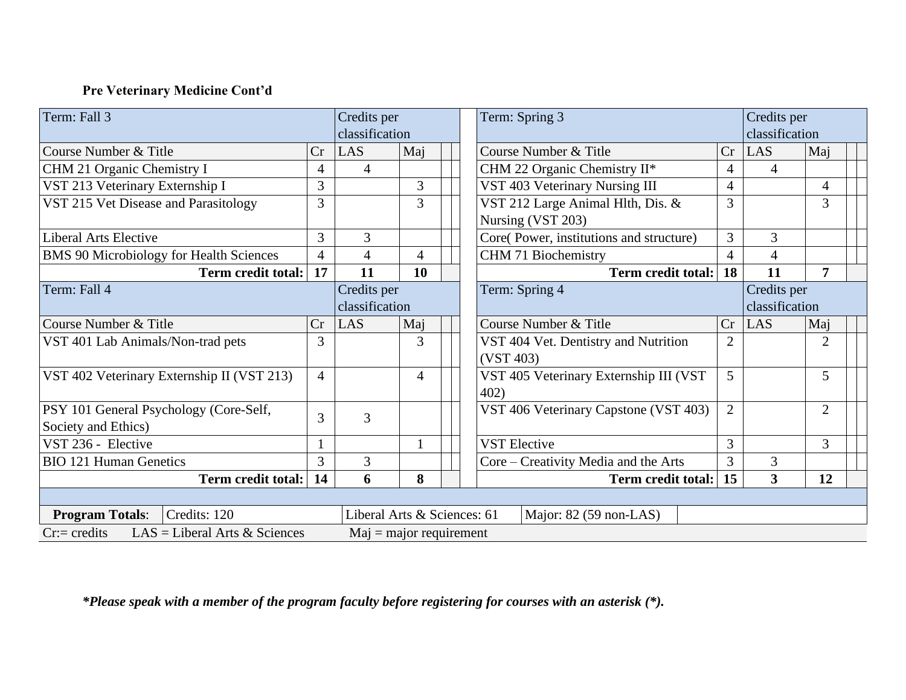**Pre Veterinary Medicine Cont'd**

| Term: Fall 3 | | Credits per classification | |
|---|---|---|---|
| Course Number & Title | Cr | LAS | Maj |
| CHM 21 Organic Chemistry I | 4 | 4 | |
| VST 213 Veterinary Externship I | 3 | | 3 |
| VST 215 Vet Disease and Parasitology | 3 | | 3 |
| Liberal Arts Elective | 3 | 3 | |
| BMS 90 Microbiology for Health Sciences | 4 | 4 | 4 |
| **Term credit total:** | **17** | **11** | **10** |

| Term: Spring 3 | | Credits per classification | |
|---|---|---|---|
| Course Number & Title | Cr | LAS | Maj |
| CHM 22 Organic Chemistry II* | 4 | 4 | |
| VST 403 Veterinary Nursing III | 4 | | 4 |
| VST 212 Large Animal Hlth, Dis. & Nursing (VST 203) | 3 | | 3 |
| Core( Power, institutions and structure) | 3 | 3 | |
| CHM 71 Biochemistry | 4 | 4 | |
| **Term credit total:** | **18** | **11** | **7** |

| Term: Fall 4 | | Credits per classification | |
|---|---|---|---|
| Course Number & Title | Cr | LAS | Maj |
| VST 401 Lab Animals/Non-trad pets | 3 | | 3 |
| VST 402 Veterinary Externship II (VST 213) | 4 | | 4 |
| PSY 101 General Psychology (Core-Self, Society and Ethics) | 3 | 3 | |
| VST 236 - Elective | 1 | | 1 |
| BIO 121 Human Genetics | 3 | 3 | |
| **Term credit total:** | **14** | **6** | **8** |

| Term: Spring 4 | | Credits per classification | |
|---|---|---|---|
| Course Number & Title | Cr | LAS | Maj |
| VST 404 Vet. Dentistry and Nutrition (VST 403) | 2 | | 2 |
| VST 405 Veterinary Externship III (VST 402) | 5 | | 5 |
| VST 406 Veterinary Capstone (VST 403) | 2 | | 2 |
| VST Elective | 3 | | 3 |
| Core – Creativity Media and the Arts | 3 | 3 | |
| **Term credit total:** | **15** | **3** | **12** |

| **Program Totals**: | Credits: 120 | Liberal Arts & Sciences: 61 | Major: 82 (59 non-LAS) |
|---|---|---|---|

Cr:= credits LAS = Liberal Arts & Sciences Maj = major requirement

***Please speak with a member of the program faculty before registering for courses with an asterisk (*).**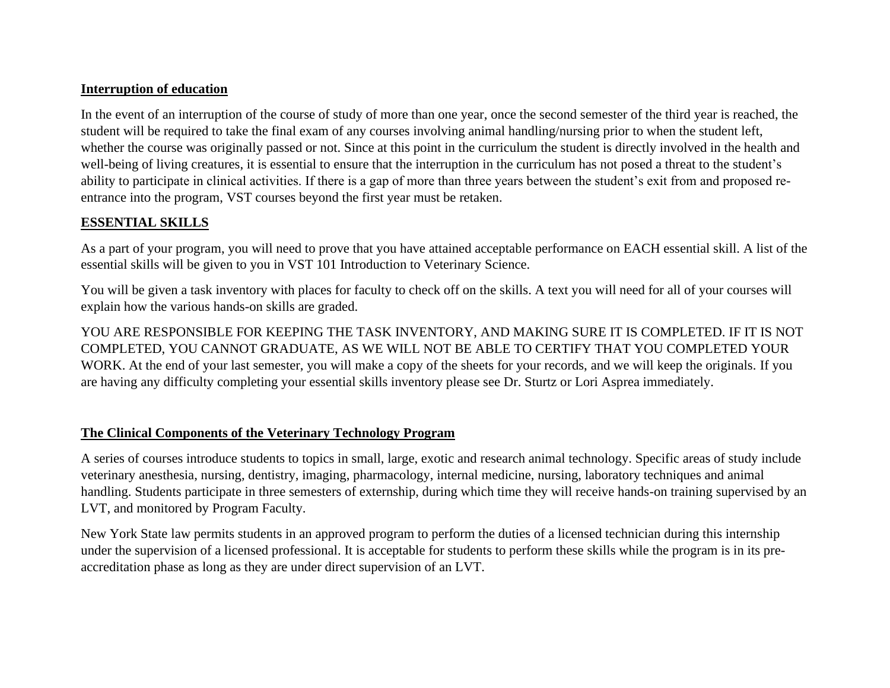**Interruption of education**

In the event of an interruption of the course of study of more than one year, once the second semester of the third year is reached, the student will be required to take the final exam of any courses involving animal handling/nursing prior to when the student left, whether the course was originally passed or not. Since at this point in the curriculum the student is directly involved in the health and well-being of living creatures, it is essential to ensure that the interruption in the curriculum has not posed a threat to the student's ability to participate in clinical activities. If there is a gap of more than three years between the student's exit from and proposed re-entrance into the program, VST courses beyond the first year must be retaken.

**ESSENTIAL SKILLS**

As a part of your program, you will need to prove that you have attained acceptable performance on EACH essential skill. A list of the essential skills will be given to you in VST 101 Introduction to Veterinary Science.

You will be given a task inventory with places for faculty to check off on the skills. A text you will need for all of your courses will explain how the various hands-on skills are graded.

YOU ARE RESPONSIBLE FOR KEEPING THE TASK INVENTORY, AND MAKING SURE IT IS COMPLETED. IF IT IS NOT COMPLETED, YOU CANNOT GRADUATE, AS WE WILL NOT BE ABLE TO CERTIFY THAT YOU COMPLETED YOUR WORK. At the end of your last semester, you will make a copy of the sheets for your records, and we will keep the originals. If you are having any difficulty completing your essential skills inventory please see Dr. Sturtz or Lori Asprea immediately.

**The Clinical Components of the Veterinary Technology Program**

A series of courses introduce students to topics in small, large, exotic and research animal technology. Specific areas of study include veterinary anesthesia, nursing, dentistry, imaging, pharmacology, internal medicine, nursing, laboratory techniques and animal handling. Students participate in three semesters of externship, during which time they will receive hands-on training supervised by an LVT, and monitored by Program Faculty.

New York State law permits students in an approved program to perform the duties of a licensed technician during this internship under the supervision of a licensed professional. It is acceptable for students to perform these skills while the program is in its pre-accreditation phase as long as they are under direct supervision of an LVT.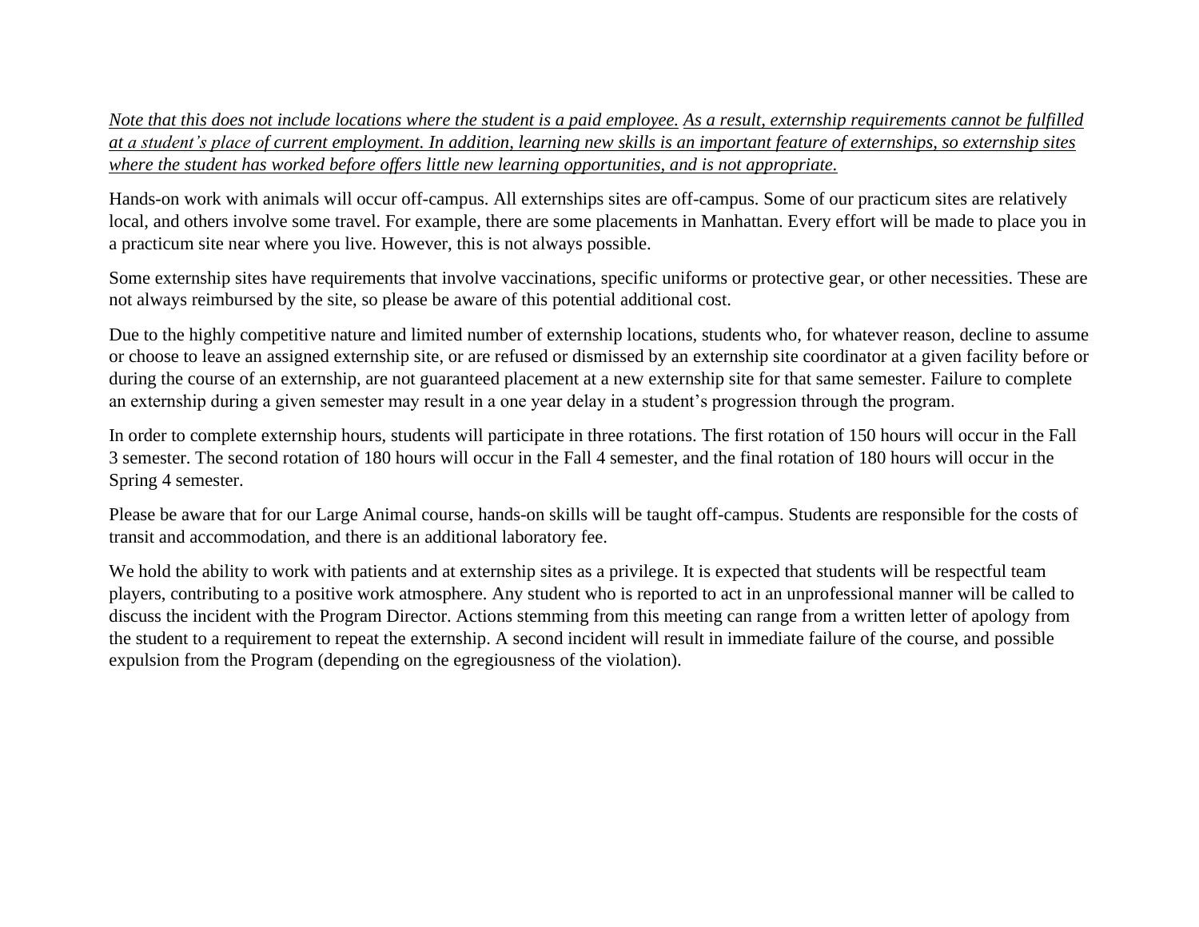*Note that this does not include locations where the student is a paid employee. As a result, externship requirements cannot be fulfilled at a student's place of current employment. In addition, learning new skills is an important feature of externships, so externship sites where the student has worked before offers little new learning opportunities, and is not appropriate.*

Hands-on work with animals will occur off-campus. All externships sites are off-campus. Some of our practicum sites are relatively local, and others involve some travel. For example, there are some placements in Manhattan. Every effort will be made to place you in a practicum site near where you live. However, this is not always possible.

Some externship sites have requirements that involve vaccinations, specific uniforms or protective gear, or other necessities. These are not always reimbursed by the site, so please be aware of this potential additional cost.

Due to the highly competitive nature and limited number of externship locations, students who, for whatever reason, decline to assume or choose to leave an assigned externship site, or are refused or dismissed by an externship site coordinator at a given facility before or during the course of an externship, are not guaranteed placement at a new externship site for that same semester. Failure to complete an externship during a given semester may result in a one year delay in a student's progression through the program.

In order to complete externship hours, students will participate in three rotations. The first rotation of 150 hours will occur in the Fall 3 semester. The second rotation of 180 hours will occur in the Fall 4 semester, and the final rotation of 180 hours will occur in the Spring 4 semester.

Please be aware that for our Large Animal course, hands-on skills will be taught off-campus. Students are responsible for the costs of transit and accommodation, and there is an additional laboratory fee.

We hold the ability to work with patients and at externship sites as a privilege. It is expected that students will be respectful team players, contributing to a positive work atmosphere. Any student who is reported to act in an unprofessional manner will be called to discuss the incident with the Program Director. Actions stemming from this meeting can range from a written letter of apology from the student to a requirement to repeat the externship. A second incident will result in immediate failure of the course, and possible expulsion from the Program (depending on the egregiousness of the violation).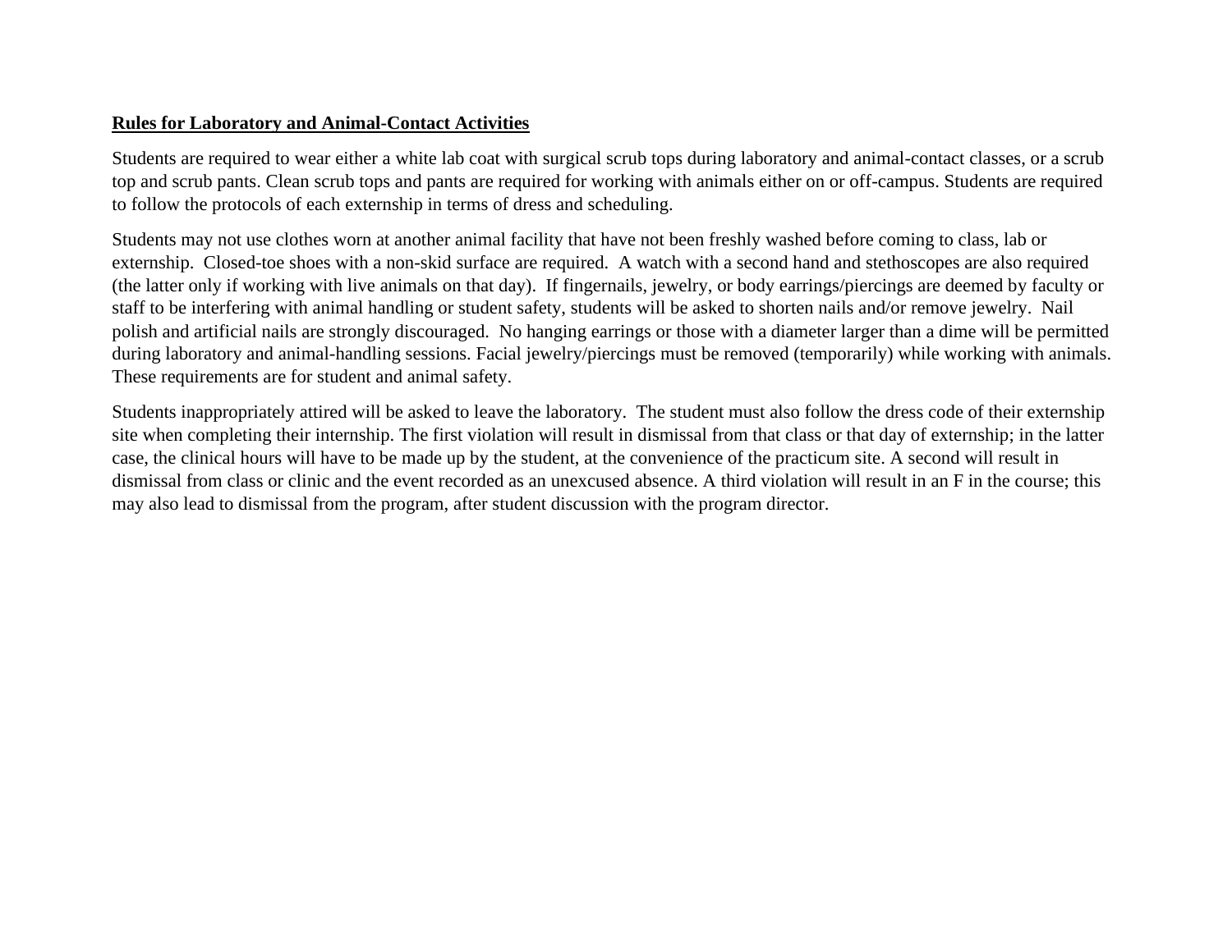**<u>Rules for Laboratory and Animal-Contact Activities</u>**

Students are required to wear either a white lab coat with surgical scrub tops during laboratory and animal-contact classes, or a scrub top and scrub pants. Clean scrub tops and pants are required for working with animals either on or off-campus. Students are required to follow the protocols of each externship in terms of dress and scheduling.

Students may not use clothes worn at another animal facility that have not been freshly washed before coming to class, lab or externship. Closed-toe shoes with a non-skid surface are required. A watch with a second hand and stethoscopes are also required (the latter only if working with live animals on that day). If fingernails, jewelry, or body earrings/piercings are deemed by faculty or staff to be interfering with animal handling or student safety, students will be asked to shorten nails and/or remove jewelry. Nail polish and artificial nails are strongly discouraged. No hanging earrings or those with a diameter larger than a dime will be permitted during laboratory and animal-handling sessions. Facial jewelry/piercings must be removed (temporarily) while working with animals. These requirements are for student and animal safety.

Students inappropriately attired will be asked to leave the laboratory. The student must also follow the dress code of their externship site when completing their internship. The first violation will result in dismissal from that class or that day of externship; in the latter case, the clinical hours will have to be made up by the student, at the convenience of the practicum site. A second will result in dismissal from class or clinic and the event recorded as an unexcused absence. A third violation will result in an F in the course; this may also lead to dismissal from the program, after student discussion with the program director.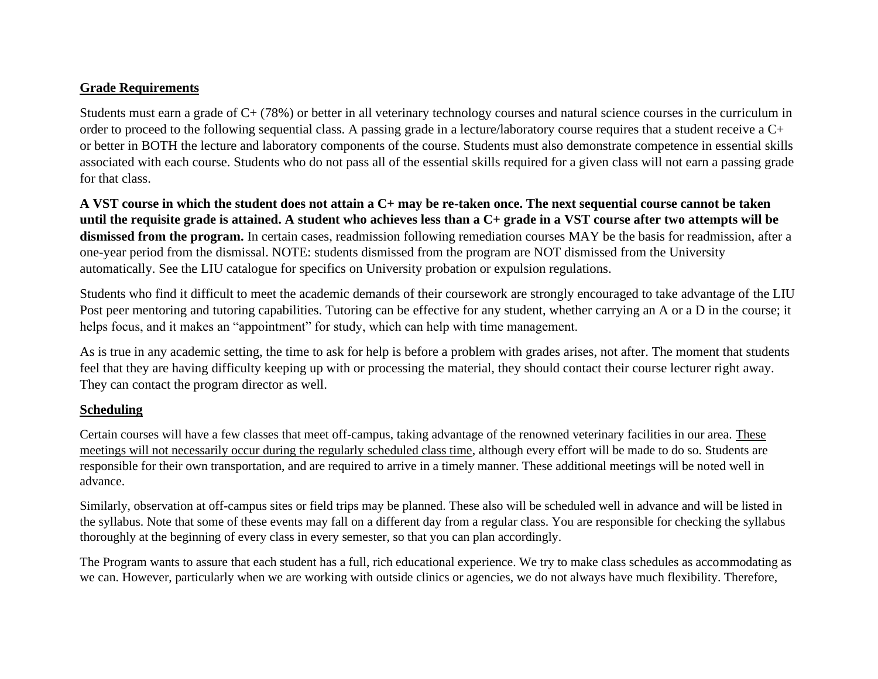## Grade Requirements

Students must earn a grade of C+ (78%) or better in all veterinary technology courses and natural science courses in the curriculum in order to proceed to the following sequential class. A passing grade in a lecture/laboratory course requires that a student receive a C+ or better in BOTH the lecture and laboratory components of the course. Students must also demonstrate competence in essential skills associated with each course. Students who do not pass all of the essential skills required for a given class will not earn a passing grade for that class.

**A VST course in which the student does not attain a C+ may be re-taken once. The next sequential course cannot be taken until the requisite grade is attained. A student who achieves less than a C+ grade in a VST course after two attempts will be dismissed from the program.** In certain cases, readmission following remediation courses MAY be the basis for readmission, after a one-year period from the dismissal. NOTE: students dismissed from the program are NOT dismissed from the University automatically. See the LIU catalogue for specifics on University probation or expulsion regulations.

Students who find it difficult to meet the academic demands of their coursework are strongly encouraged to take advantage of the LIU Post peer mentoring and tutoring capabilities. Tutoring can be effective for any student, whether carrying an A or a D in the course; it helps focus, and it makes an "appointment" for study, which can help with time management.

As is true in any academic setting, the time to ask for help is before a problem with grades arises, not after. The moment that students feel that they are having difficulty keeping up with or processing the material, they should contact their course lecturer right away. They can contact the program director as well.

## Scheduling

Certain courses will have a few classes that meet off-campus, taking advantage of the renowned veterinary facilities in our area. <u>These meetings will not necessarily occur during the regularly scheduled class time</u>, although every effort will be made to do so. Students are responsible for their own transportation, and are required to arrive in a timely manner. These additional meetings will be noted well in advance.

Similarly, observation at off-campus sites or field trips may be planned. These also will be scheduled well in advance and will be listed in the syllabus. Note that some of these events may fall on a different day from a regular class. You are responsible for checking the syllabus thoroughly at the beginning of every class in every semester, so that you can plan accordingly.

The Program wants to assure that each student has a full, rich educational experience. We try to make class schedules as accommodating as we can. However, particularly when we are working with outside clinics or agencies, we do not always have much flexibility. Therefore,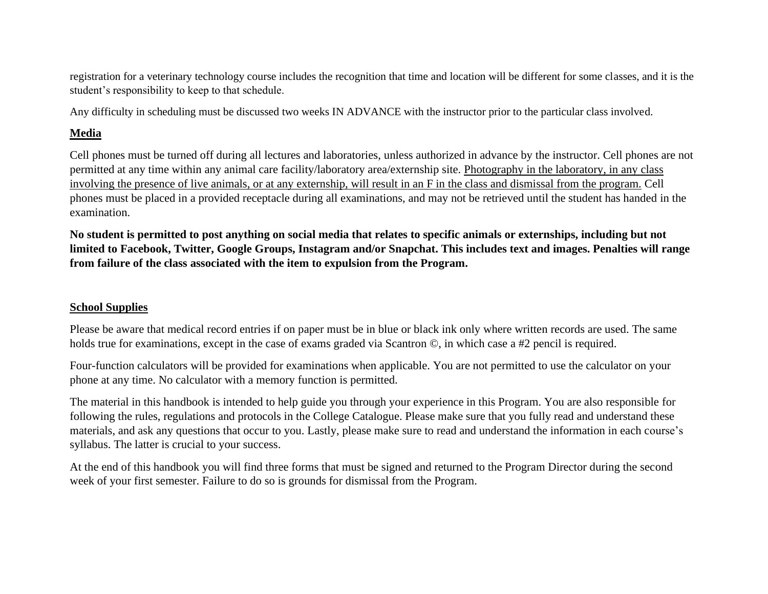registration for a veterinary technology course includes the recognition that time and location will be different for some classes, and it is the student's responsibility to keep to that schedule.

Any difficulty in scheduling must be discussed two weeks IN ADVANCE with the instructor prior to the particular class involved.

## Media

Cell phones must be turned off during all lectures and laboratories, unless authorized in advance by the instructor. Cell phones are not permitted at any time within any animal care facility/laboratory area/externship site. <u>Photography in the laboratory, in any class involving the presence of live animals, or at any externship, will result in an F in the class and dismissal from the program.</u> Cell phones must be placed in a provided receptacle during all examinations, and may not be retrieved until the student has handed in the examination.

**No student is permitted to post anything on social media that relates to specific animals or externships, including but not limited to Facebook, Twitter, Google Groups, Instagram and/or Snapchat. This includes text and images. Penalties will range from failure of the class associated with the item to expulsion from the Program.**

## School Supplies

Please be aware that medical record entries if on paper must be in blue or black ink only where written records are used. The same holds true for examinations, except in the case of exams graded via Scantron ©, in which case a #2 pencil is required.

Four-function calculators will be provided for examinations when applicable. You are not permitted to use the calculator on your phone at any time. No calculator with a memory function is permitted.

The material in this handbook is intended to help guide you through your experience in this Program. You are also responsible for following the rules, regulations and protocols in the College Catalogue. Please make sure that you fully read and understand these materials, and ask any questions that occur to you. Lastly, please make sure to read and understand the information in each course's syllabus. The latter is crucial to your success.

At the end of this handbook you will find three forms that must be signed and returned to the Program Director during the second week of your first semester. Failure to do so is grounds for dismissal from the Program.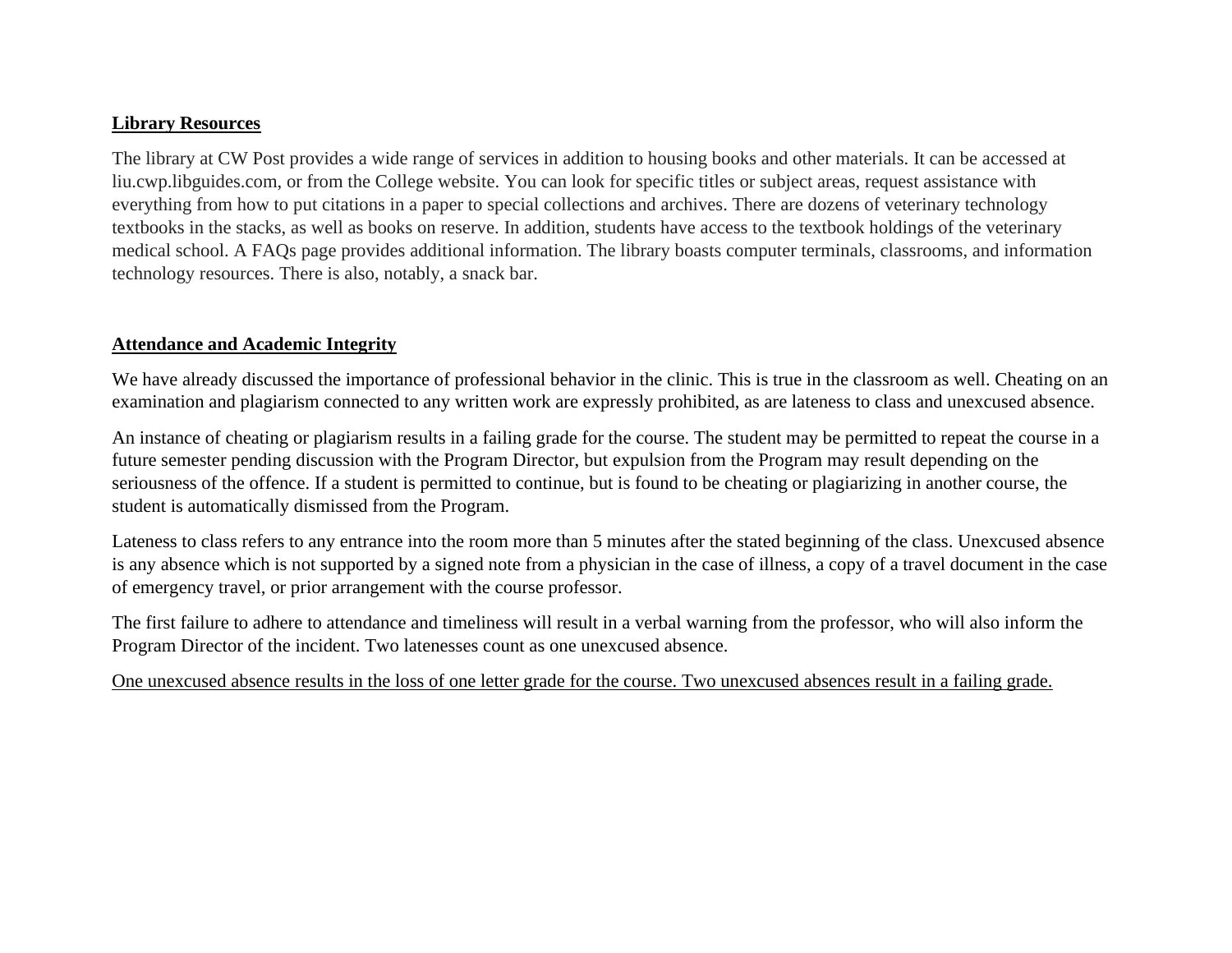**Library Resources**

The library at CW Post provides a wide range of services in addition to housing books and other materials. It can be accessed at liu.cwp.libguides.com, or from the College website. You can look for specific titles or subject areas, request assistance with everything from how to put citations in a paper to special collections and archives. There are dozens of veterinary technology textbooks in the stacks, as well as books on reserve. In addition, students have access to the textbook holdings of the veterinary medical school. A FAQs page provides additional information. The library boasts computer terminals, classrooms, and information technology resources. There is also, notably, a snack bar.

**Attendance and Academic Integrity**

We have already discussed the importance of professional behavior in the clinic. This is true in the classroom as well. Cheating on an examination and plagiarism connected to any written work are expressly prohibited, as are lateness to class and unexcused absence.

An instance of cheating or plagiarism results in a failing grade for the course. The student may be permitted to repeat the course in a future semester pending discussion with the Program Director, but expulsion from the Program may result depending on the seriousness of the offence. If a student is permitted to continue, but is found to be cheating or plagiarizing in another course, the student is automatically dismissed from the Program.

Lateness to class refers to any entrance into the room more than 5 minutes after the stated beginning of the class. Unexcused absence is any absence which is not supported by a signed note from a physician in the case of illness, a copy of a travel document in the case of emergency travel, or prior arrangement with the course professor.

The first failure to adhere to attendance and timeliness will result in a verbal warning from the professor, who will also inform the Program Director of the incident. Two latenesses count as one unexcused absence.

<u>One unexcused absence results in the loss of one letter grade for the course. Two unexcused absences result in a failing grade.</u>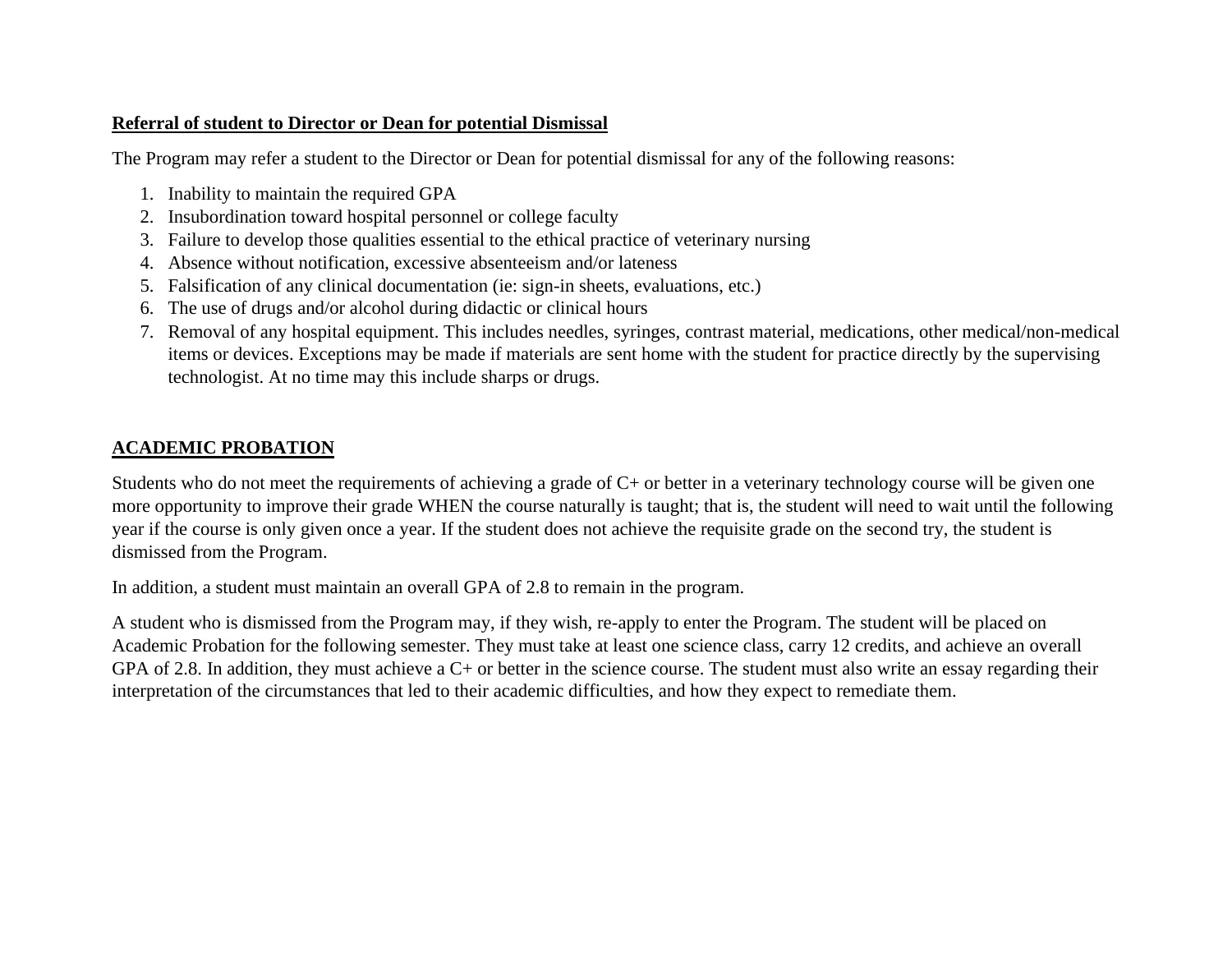**Referral of student to Director or Dean for potential Dismissal**

The Program may refer a student to the Director or Dean for potential dismissal for any of the following reasons:

1. Inability to maintain the required GPA
2. Insubordination toward hospital personnel or college faculty
3. Failure to develop those qualities essential to the ethical practice of veterinary nursing
4. Absence without notification, excessive absenteeism and/or lateness
5. Falsification of any clinical documentation (ie: sign-in sheets, evaluations, etc.)
6. The use of drugs and/or alcohol during didactic or clinical hours
7. Removal of any hospital equipment. This includes needles, syringes, contrast material, medications, other medical/non-medical items or devices. Exceptions may be made if materials are sent home with the student for practice directly by the supervising technologist. At no time may this include sharps or drugs.

**ACADEMIC PROBATION**

Students who do not meet the requirements of achieving a grade of C+ or better in a veterinary technology course will be given one more opportunity to improve their grade WHEN the course naturally is taught; that is, the student will need to wait until the following year if the course is only given once a year. If the student does not achieve the requisite grade on the second try, the student is dismissed from the Program.

In addition, a student must maintain an overall GPA of 2.8 to remain in the program.

A student who is dismissed from the Program may, if they wish, re-apply to enter the Program. The student will be placed on Academic Probation for the following semester. They must take at least one science class, carry 12 credits, and achieve an overall GPA of 2.8. In addition, they must achieve a C+ or better in the science course. The student must also write an essay regarding their interpretation of the circumstances that led to their academic difficulties, and how they expect to remediate them.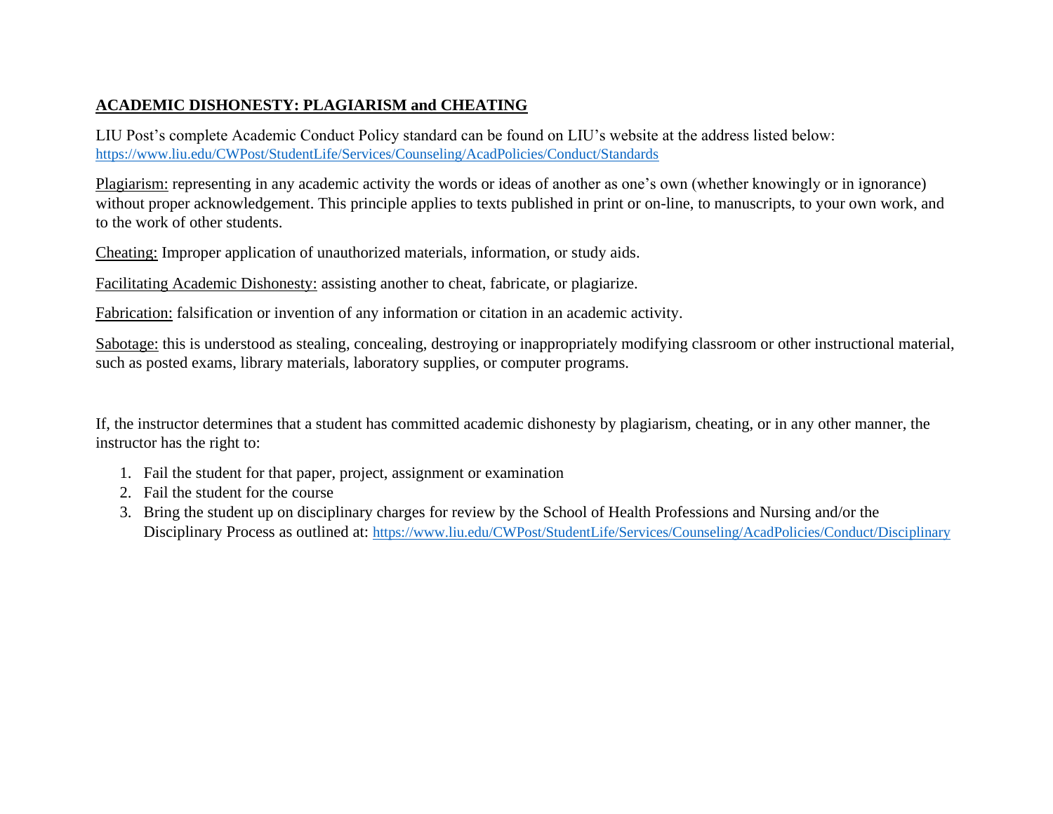## ACADEMIC DISHONESTY: PLAGIARISM and CHEATING

LIU Post's complete Academic Conduct Policy standard can be found on LIU's website at the address listed below: https://www.liu.edu/CWPost/StudentLife/Services/Counseling/AcadPolicies/Conduct/Standards

Plagiarism: representing in any academic activity the words or ideas of another as one's own (whether knowingly or in ignorance) without proper acknowledgement. This principle applies to texts published in print or on-line, to manuscripts, to your own work, and to the work of other students.

Cheating: Improper application of unauthorized materials, information, or study aids.

Facilitating Academic Dishonesty: assisting another to cheat, fabricate, or plagiarize.

Fabrication: falsification or invention of any information or citation in an academic activity.

Sabotage: this is understood as stealing, concealing, destroying or inappropriately modifying classroom or other instructional material, such as posted exams, library materials, laboratory supplies, or computer programs.

If, the instructor determines that a student has committed academic dishonesty by plagiarism, cheating, or in any other manner, the instructor has the right to:

1. Fail the student for that paper, project, assignment or examination
2. Fail the student for the course
3. Bring the student up on disciplinary charges for review by the School of Health Professions and Nursing and/or the Disciplinary Process as outlined at: https://www.liu.edu/CWPost/StudentLife/Services/Counseling/AcadPolicies/Conduct/Disciplinary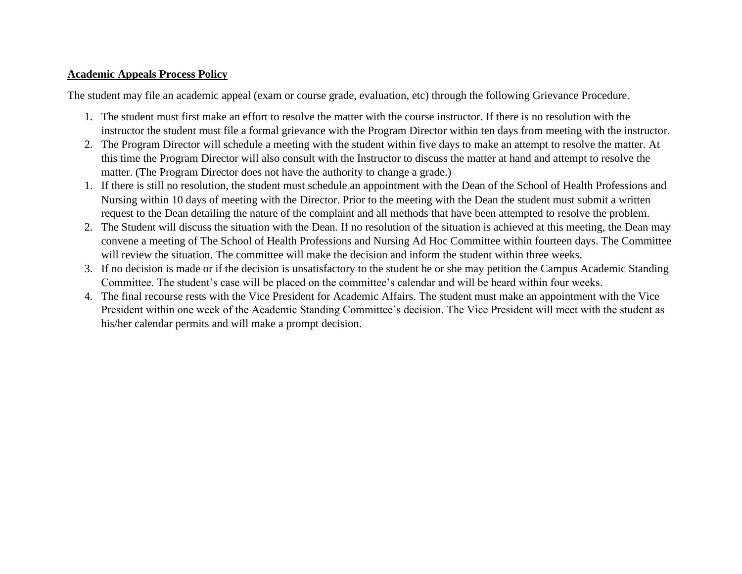**Academic Appeals Process Policy**

The student may file an academic appeal (exam or course grade, evaluation, etc) through the following Grievance Procedure.

1. The student must first make an effort to resolve the matter with the course instructor. If there is no resolution with the instructor the student must file a formal grievance with the Program Director within ten days from meeting with the instructor.
2. The Program Director will schedule a meeting with the student within five days to make an attempt to resolve the matter. At this time the Program Director will also consult with the Instructor to discuss the matter at hand and attempt to resolve the matter. (The Program Director does not have the authority to change a grade.)

1. If there is still no resolution, the student must schedule an appointment with the Dean of the School of Health Professions and Nursing within 10 days of meeting with the Director. Prior to the meeting with the Dean the student must submit a written request to the Dean detailing the nature of the complaint and all methods that have been attempted to resolve the problem.
2. The Student will discuss the situation with the Dean. If no resolution of the situation is achieved at this meeting, the Dean may convene a meeting of The School of Health Professions and Nursing Ad Hoc Committee within fourteen days. The Committee will review the situation. The committee will make the decision and inform the student within three weeks.
3. If no decision is made or if the decision is unsatisfactory to the student he or she may petition the Campus Academic Standing Committee. The student's case will be placed on the committee's calendar and will be heard within four weeks.
4. The final recourse rests with the Vice President for Academic Affairs. The student must make an appointment with the Vice President within one week of the Academic Standing Committee's decision. The Vice President will meet with the student as his/her calendar permits and will make a prompt decision.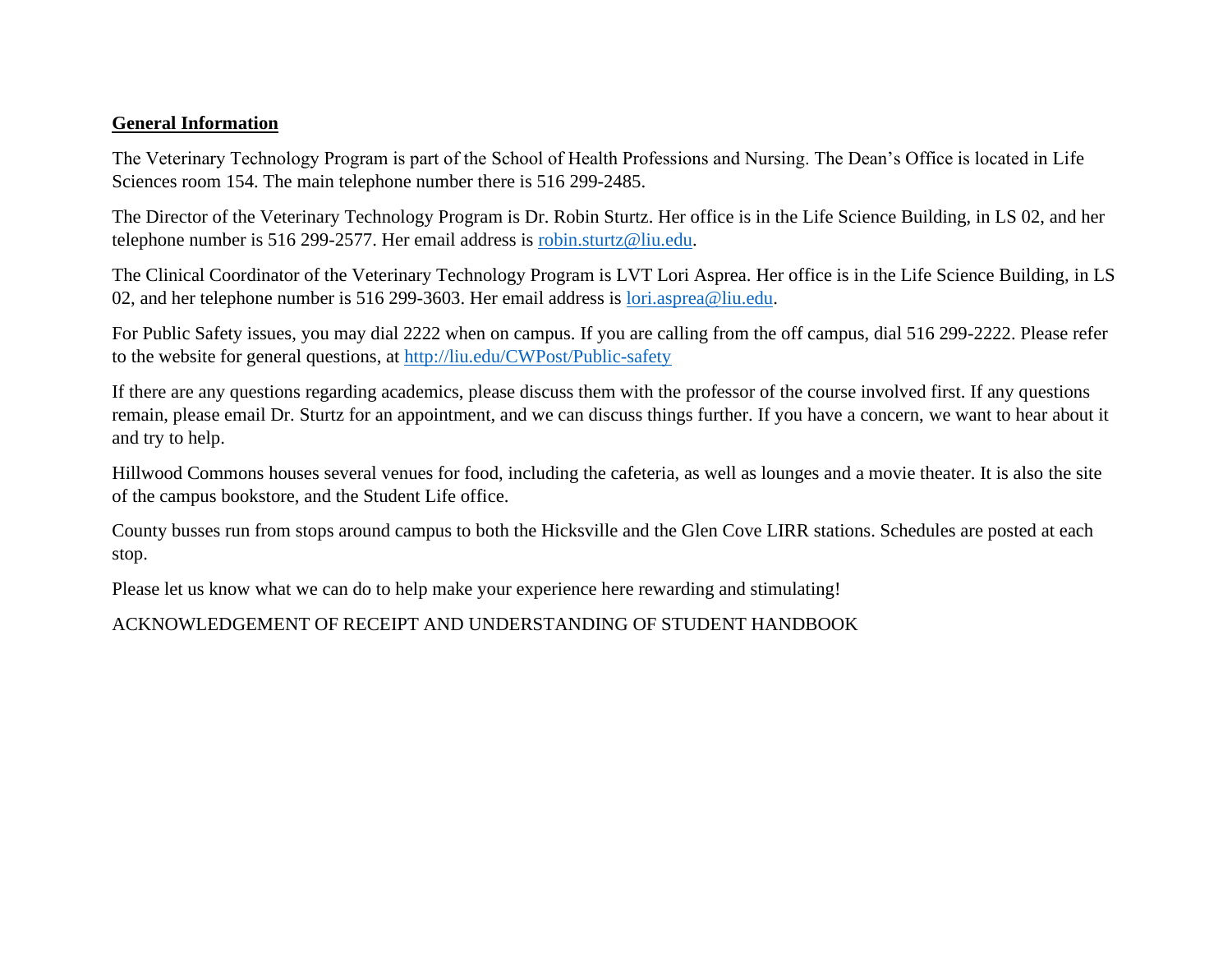**General Information**

The Veterinary Technology Program is part of the School of Health Professions and Nursing. The Dean's Office is located in Life Sciences room 154. The main telephone number there is 516 299-2485.

The Director of the Veterinary Technology Program is Dr. Robin Sturtz. Her office is in the Life Science Building, in LS 02, and her telephone number is 516 299-2577. Her email address is [robin.sturtz@liu.edu](mailto:robin.sturtz@liu.edu).

The Clinical Coordinator of the Veterinary Technology Program is LVT Lori Asprea. Her office is in the Life Science Building, in LS 02, and her telephone number is 516 299-3603. Her email address is [lori.asprea@liu.edu](mailto:lori.asprea@liu.edu).

For Public Safety issues, you may dial 2222 when on campus. If you are calling from the off campus, dial 516 299-2222. Please refer to the website for general questions, at http://liu.edu/CWPost/Public-safety

If there are any questions regarding academics, please discuss them with the professor of the course involved first. If any questions remain, please email Dr. Sturtz for an appointment, and we can discuss things further. If you have a concern, we want to hear about it and try to help.

Hillwood Commons houses several venues for food, including the cafeteria, as well as lounges and a movie theater. It is also the site of the campus bookstore, and the Student Life office.

County busses run from stops around campus to both the Hicksville and the Glen Cove LIRR stations. Schedules are posted at each stop.

Please let us know what we can do to help make your experience here rewarding and stimulating!

ACKNOWLEDGEMENT OF RECEIPT AND UNDERSTANDING OF STUDENT HANDBOOK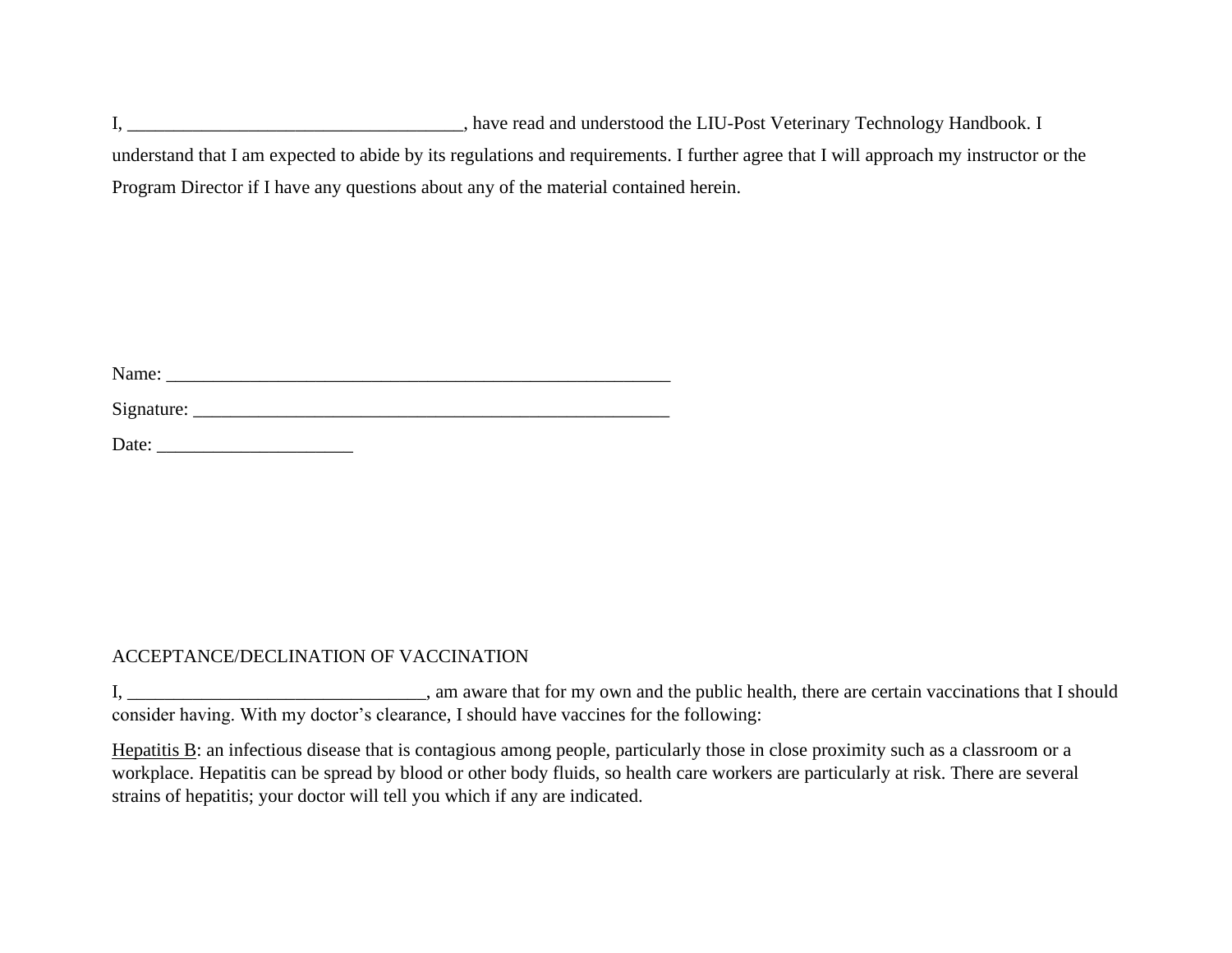I, ____________________________________, have read and understood the LIU-Post Veterinary Technology Handbook. I understand that I am expected to abide by its regulations and requirements. I further agree that I will approach my instructor or the Program Director if I have any questions about any of the material contained herein.

Name: _______________________________________________________

Signature: ___________________________________________________

Date: _____________________

ACCEPTANCE/DECLINATION OF VACCINATION

I, ________________________________, am aware that for my own and the public health, there are certain vaccinations that I should consider having. With my doctor's clearance, I should have vaccines for the following:

<u>Hepatitis B</u>: an infectious disease that is contagious among people, particularly those in close proximity such as a classroom or a workplace. Hepatitis can be spread by blood or other body fluids, so health care workers are particularly at risk. There are several strains of hepatitis; your doctor will tell you which if any are indicated.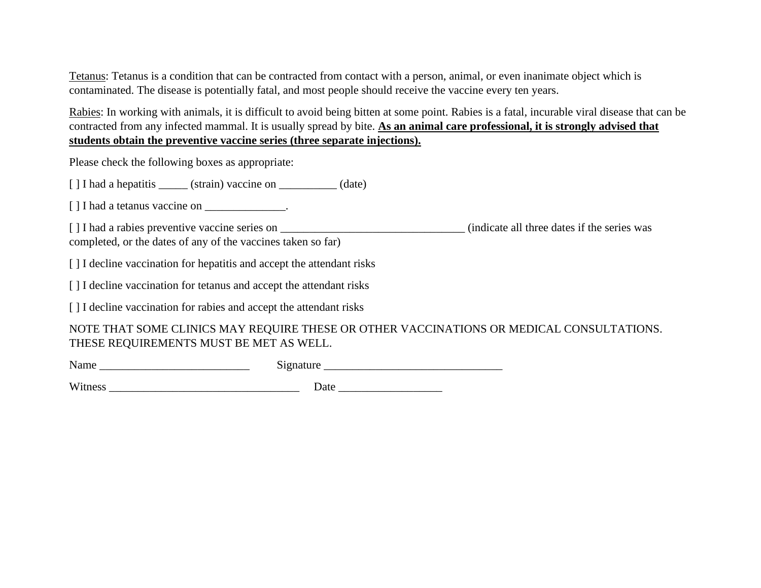<u>Tetanus</u>: Tetanus is a condition that can be contracted from contact with a person, animal, or even inanimate object which is contaminated. The disease is potentially fatal, and most people should receive the vaccine every ten years.

<u>Rabies</u>: In working with animals, it is difficult to avoid being bitten at some point. Rabies is a fatal, incurable viral disease that can be contracted from any infected mammal. It is usually spread by bite. **<u>As an animal care professional, it is strongly advised that students obtain the preventive vaccine series (three separate injections).</u>**

Please check the following boxes as appropriate:

[ ] I had a hepatitis _____ (strain) vaccine on __________ (date)

[ ] I had a tetanus vaccine on ______________.

[ ] I had a rabies preventive vaccine series on ________________________________ (indicate all three dates if the series was completed, or the dates of any of the vaccines taken so far)

[ ] I decline vaccination for hepatitis and accept the attendant risks

[ ] I decline vaccination for tetanus and accept the attendant risks

[ ] I decline vaccination for rabies and accept the attendant risks

NOTE THAT SOME CLINICS MAY REQUIRE THESE OR OTHER VACCINATIONS OR MEDICAL CONSULTATIONS. THESE REQUIREMENTS MUST BE MET AS WELL.

Name __________________________ Signature _______________________________

Witness _________________________________ Date __________________